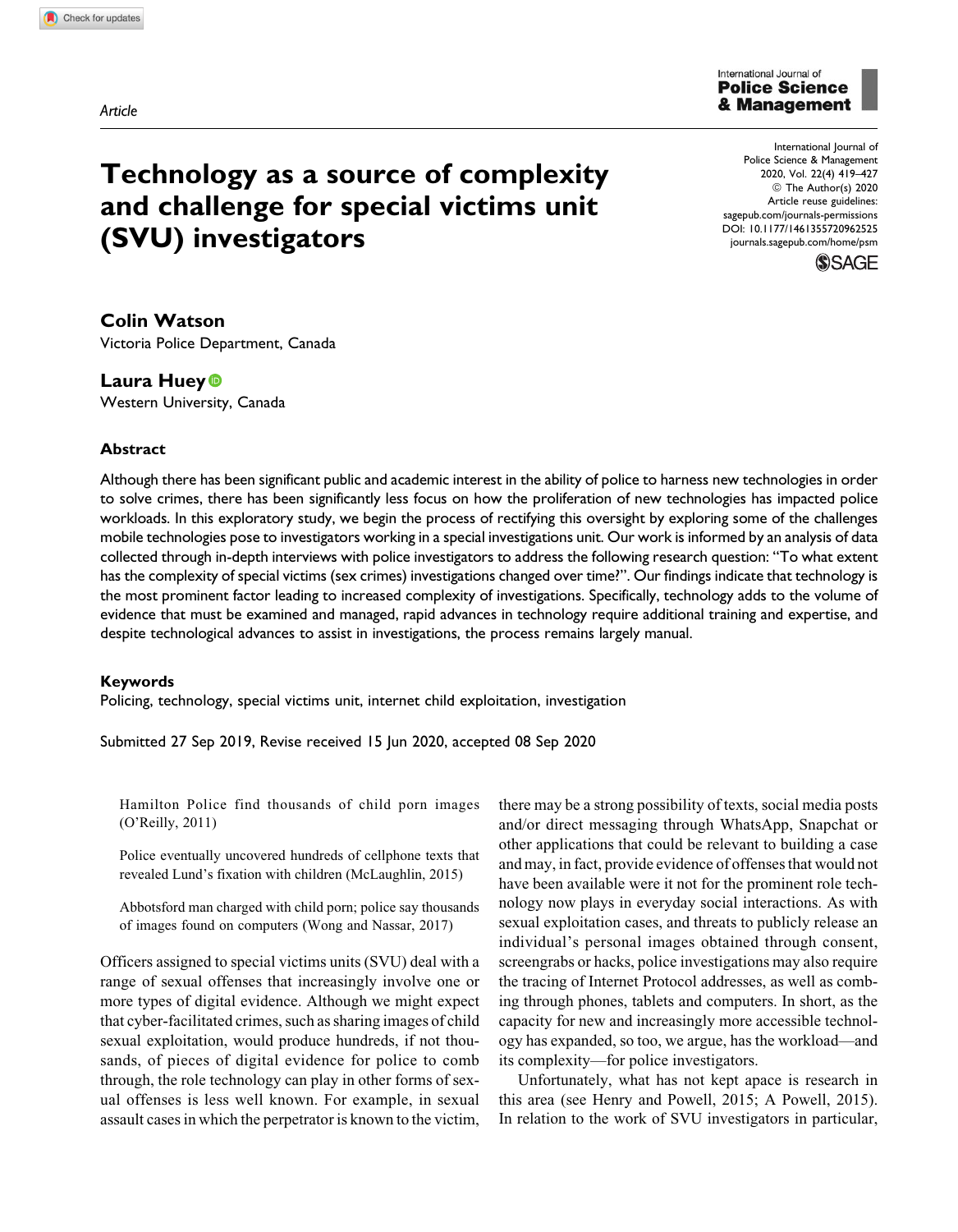*Article*

# Technology as a source of complexity and challenge for special victims unit (SVU) investigators

International Journal of Police Science & Management
2020, Vol. 22(4) 419–427
© The Author(s) 2020
Article reuse guidelines: sagepub.com/journals-permissions
DOI: 10.1177/1461355720962525
journals.sagepub.com/home/psm

**Colin Watson**
Victoria Police Department, Canada

**Laura Huey**
Western University, Canada

## Abstract

Although there has been significant public and academic interest in the ability of police to harness new technologies in order to solve crimes, there has been significantly less focus on how the proliferation of new technologies has impacted police workloads. In this exploratory study, we begin the process of rectifying this oversight by exploring some of the challenges mobile technologies pose to investigators working in a special investigations unit. Our work is informed by an analysis of data collected through in-depth interviews with police investigators to address the following research question: "To what extent has the complexity of special victims (sex crimes) investigations changed over time?". Our findings indicate that technology is the most prominent factor leading to increased complexity of investigations. Specifically, technology adds to the volume of evidence that must be examined and managed, rapid advances in technology require additional training and expertise, and despite technological advances to assist in investigations, the process remains largely manual.

## Keywords

Policing, technology, special victims unit, internet child exploitation, investigation

Submitted 27 Sep 2019, Revise received 15 Jun 2020, accepted 08 Sep 2020

> Hamilton Police find thousands of child porn images (O'Reilly, 2011)
>
> Police eventually uncovered hundreds of cellphone texts that revealed Lund's fixation with children (McLaughlin, 2015)
>
> Abbotsford man charged with child porn; police say thousands of images found on computers (Wong and Nassar, 2017)

Officers assigned to special victims units (SVU) deal with a range of sexual offenses that increasingly involve one or more types of digital evidence. Although we might expect that cyber-facilitated crimes, such as sharing images of child sexual exploitation, would produce hundreds, if not thousands, of pieces of digital evidence for police to comb through, the role technology can play in other forms of sexual offenses is less well known. For example, in sexual assault cases in which the perpetrator is known to the victim, there may be a strong possibility of texts, social media posts and/or direct messaging through WhatsApp, Snapchat or other applications that could be relevant to building a case and may, in fact, provide evidence of offenses that would not have been available were it not for the prominent role technology now plays in everyday social interactions. As with sexual exploitation cases, and threats to publicly release an individual's personal images obtained through consent, screengrabs or hacks, police investigations may also require the tracing of Internet Protocol addresses, as well as combing through phones, tablets and computers. In short, as the capacity for new and increasingly more accessible technology has expanded, so too, we argue, has the workload—and its complexity—for police investigators.

Unfortunately, what has not kept apace is research in this area (see Henry and Powell, 2015; A Powell, 2015). In relation to the work of SVU investigators in particular,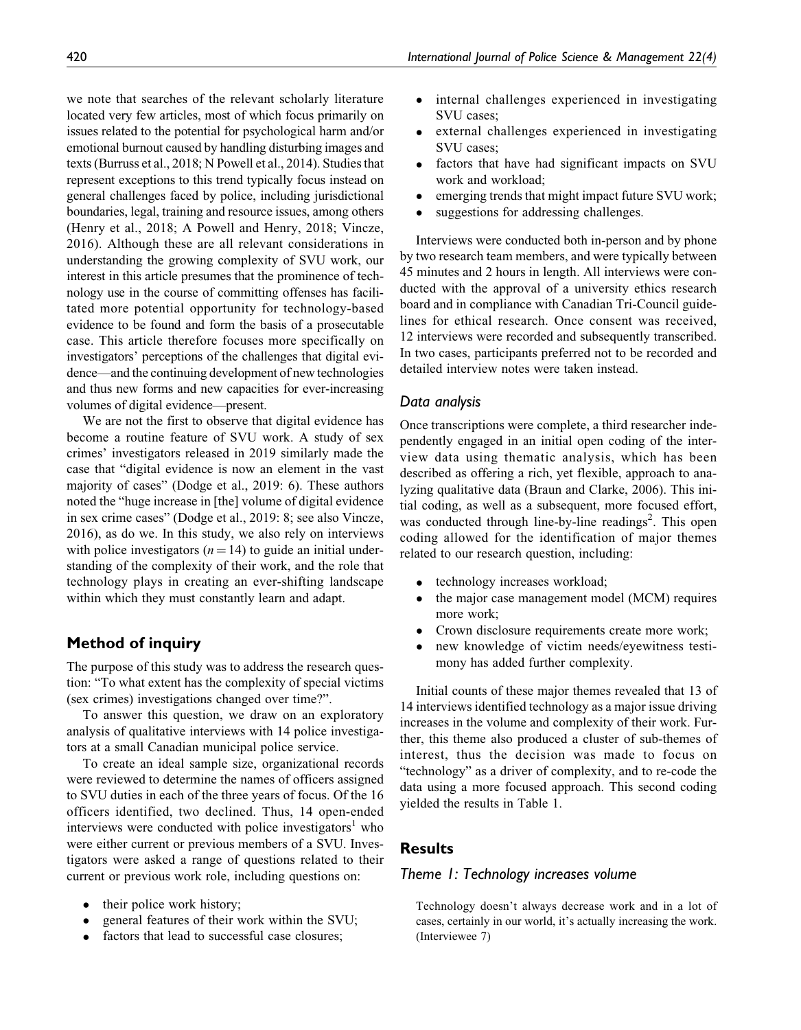we note that searches of the relevant scholarly literature located very few articles, most of which focus primarily on issues related to the potential for psychological harm and/or emotional burnout caused by handling disturbing images and texts (Burruss et al., 2018; N Powell et al., 2014). Studies that represent exceptions to this trend typically focus instead on general challenges faced by police, including jurisdictional boundaries, legal, training and resource issues, among others (Henry et al., 2018; A Powell and Henry, 2018; Vincze, 2016). Although these are all relevant considerations in understanding the growing complexity of SVU work, our interest in this article presumes that the prominence of technology use in the course of committing offenses has facilitated more potential opportunity for technology-based evidence to be found and form the basis of a prosecutable case. This article therefore focuses more specifically on investigators' perceptions of the challenges that digital evidence—and the continuing development of new technologies and thus new forms and capacities for ever-increasing volumes of digital evidence—present.

We are not the first to observe that digital evidence has become a routine feature of SVU work. A study of sex crimes' investigators released in 2019 similarly made the case that "digital evidence is now an element in the vast majority of cases" (Dodge et al., 2019: 6). These authors noted the "huge increase in [the] volume of digital evidence in sex crime cases" (Dodge et al., 2019: 8; see also Vincze, 2016), as do we. In this study, we also rely on interviews with police investigators ($n = 14$) to guide an initial understanding of the complexity of their work, and the role that technology plays in creating an ever-shifting landscape within which they must constantly learn and adapt.

## Method of inquiry

The purpose of this study was to address the research question: "To what extent has the complexity of special victims (sex crimes) investigations changed over time?".

To answer this question, we draw on an exploratory analysis of qualitative interviews with 14 police investigators at a small Canadian municipal police service.

To create an ideal sample size, organizational records were reviewed to determine the names of officers assigned to SVU duties in each of the three years of focus. Of the 16 officers identified, two declined. Thus, 14 open-ended interviews were conducted with police investigators[1] who were either current or previous members of a SVU. Investigators were asked a range of questions related to their current or previous work role, including questions on:

- their police work history;
- general features of their work within the SVU;
- factors that lead to successful case closures;
- internal challenges experienced in investigating SVU cases;
- external challenges experienced in investigating SVU cases;
- factors that have had significant impacts on SVU work and workload;
- emerging trends that might impact future SVU work;
- suggestions for addressing challenges.

Interviews were conducted both in-person and by phone by two research team members, and were typically between 45 minutes and 2 hours in length. All interviews were conducted with the approval of a university ethics research board and in compliance with Canadian Tri-Council guidelines for ethical research. Once consent was received, 12 interviews were recorded and subsequently transcribed. In two cases, participants preferred not to be recorded and detailed interview notes were taken instead.

### *Data analysis*

Once transcriptions were complete, a third researcher independently engaged in an initial open coding of the interview data using thematic analysis, which has been described as offering a rich, yet flexible, approach to analyzing qualitative data (Braun and Clarke, 2006). This initial coding, as well as a subsequent, more focused effort, was conducted through line-by-line readings[2]. This open coding allowed for the identification of major themes related to our research question, including:

- technology increases workload;
- the major case management model (MCM) requires more work;
- Crown disclosure requirements create more work;
- new knowledge of victim needs/eyewitness testimony has added further complexity.

Initial counts of these major themes revealed that 13 of 14 interviews identified technology as a major issue driving increases in the volume and complexity of their work. Further, this theme also produced a cluster of sub-themes of interest, thus the decision was made to focus on "technology" as a driver of complexity, and to re-code the data using a more focused approach. This second coding yielded the results in Table 1.

## Results

### *Theme 1: Technology increases volume*

> Technology doesn't always decrease work and in a lot of cases, certainly in our world, it's actually increasing the work. (Interviewee 7)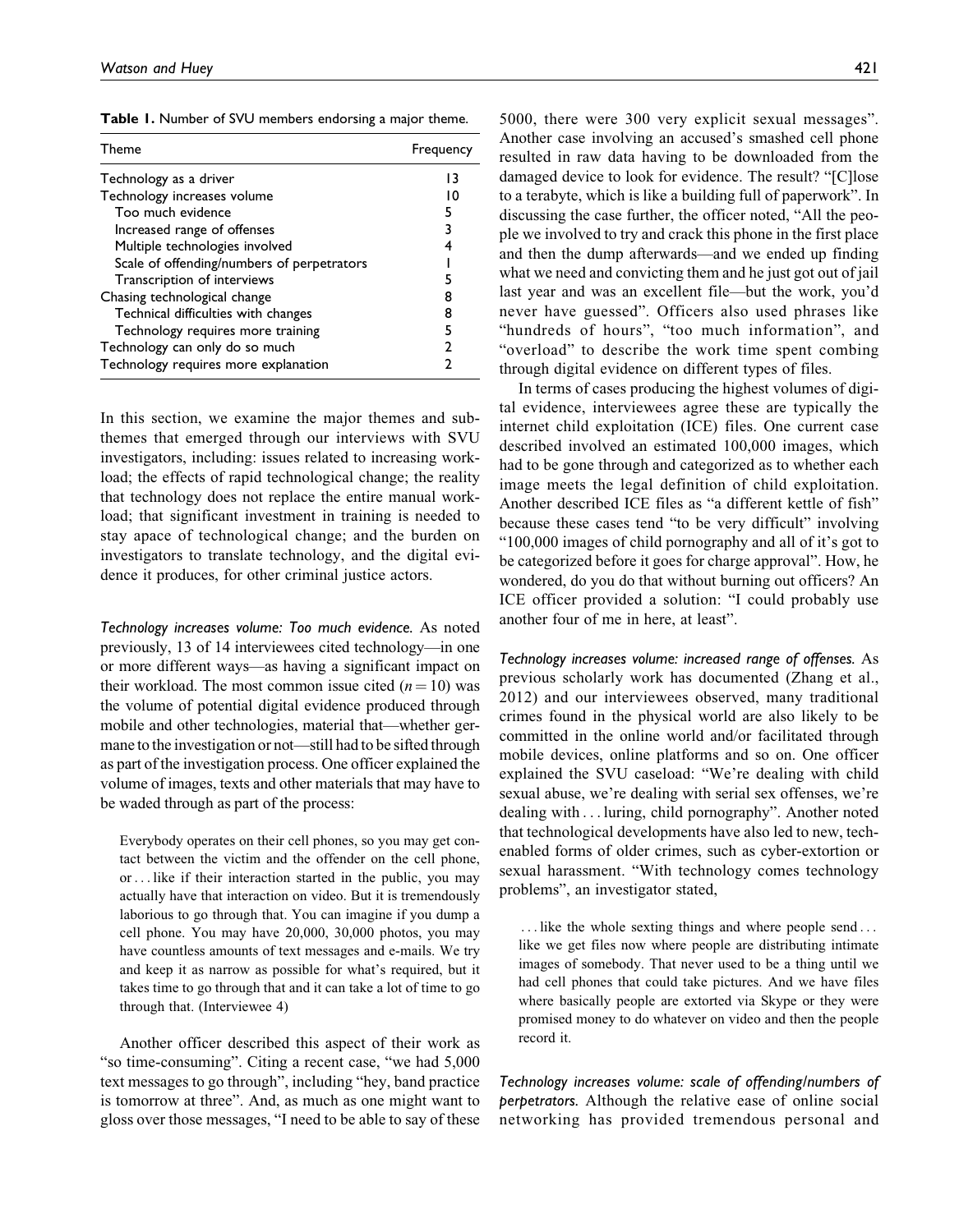**Table 1.** Number of SVU members endorsing a major theme.

| Theme | Frequency |
|---|---|
| Technology as a driver | 13 |
| Technology increases volume | 10 |
| Too much evidence | 5 |
| Increased range of offenses | 3 |
| Multiple technologies involved | 4 |
| Scale of offending/numbers of perpetrators | 1 |
| Transcription of interviews | 5 |
| Chasing technological change | 8 |
| Technical difficulties with changes | 8 |
| Technology requires more training | 5 |
| Technology can only do so much | 2 |
| Technology requires more explanation | 2 |

In this section, we examine the major themes and subthemes that emerged through our interviews with SVU investigators, including: issues related to increasing workload; the effects of rapid technological change; the reality that technology does not replace the entire manual workload; that significant investment in training is needed to stay apace of technological change; and the burden on investigators to translate technology, and the digital evidence it produces, for other criminal justice actors.

*Technology increases volume: Too much evidence.* As noted previously, 13 of 14 interviewees cited technology—in one or more different ways—as having a significant impact on their workload. The most common issue cited ($n = 10$) was the volume of potential digital evidence produced through mobile and other technologies, material that—whether germane to the investigation or not—still had to be sifted through as part of the investigation process. One officer explained the volume of images, texts and other materials that may have to be waded through as part of the process:

> Everybody operates on their cell phones, so you may get contact between the victim and the offender on the cell phone, or ... like if their interaction started in the public, you may actually have that interaction on video. But it is tremendously laborious to go through that. You can imagine if you dump a cell phone. You may have 20,000, 30,000 photos, you may have countless amounts of text messages and e-mails. We try and keep it as narrow as possible for what's required, but it takes time to go through that and it can take a lot of time to go through that. (Interviewee 4)

Another officer described this aspect of their work as "so time-consuming". Citing a recent case, "we had 5,000 text messages to go through", including "hey, band practice is tomorrow at three". And, as much as one might want to gloss over those messages, "I need to be able to say of these 5000, there were 300 very explicit sexual messages". Another case involving an accused's smashed cell phone resulted in raw data having to be downloaded from the damaged device to look for evidence. The result? "[C]lose to a terabyte, which is like a building full of paperwork". In discussing the case further, the officer noted, "All the people we involved to try and crack this phone in the first place and then the dump afterwards—and we ended up finding what we need and convicting them and he just got out of jail last year and was an excellent file—but the work, you'd never have guessed". Officers also used phrases like "hundreds of hours", "too much information", and "overload" to describe the work time spent combing through digital evidence on different types of files.

In terms of cases producing the highest volumes of digital evidence, interviewees agree these are typically the internet child exploitation (ICE) files. One current case described involved an estimated 100,000 images, which had to be gone through and categorized as to whether each image meets the legal definition of child exploitation. Another described ICE files as "a different kettle of fish" because these cases tend "to be very difficult" involving "100,000 images of child pornography and all of it's got to be categorized before it goes for charge approval". How, he wondered, do you do that without burning out officers? An ICE officer provided a solution: "I could probably use another four of me in here, at least".

*Technology increases volume: increased range of offenses.* As previous scholarly work has documented (Zhang et al., 2012) and our interviewees observed, many traditional crimes found in the physical world are also likely to be committed in the online world and/or facilitated through mobile devices, online platforms and so on. One officer explained the SVU caseload: "We're dealing with child sexual abuse, we're dealing with serial sex offenses, we're dealing with ... luring, child pornography". Another noted that technological developments have also led to new, tech-enabled forms of older crimes, such as cyber-extortion or sexual harassment. "With technology comes technology problems", an investigator stated,

> ... like the whole sexting things and where people send ... like we get files now where people are distributing intimate images of somebody. That never used to be a thing until we had cell phones that could take pictures. And we have files where basically people are extorted via Skype or they were promised money to do whatever on video and then the people record it.

*Technology increases volume: scale of offending/numbers of perpetrators.* Although the relative ease of online social networking has provided tremendous personal and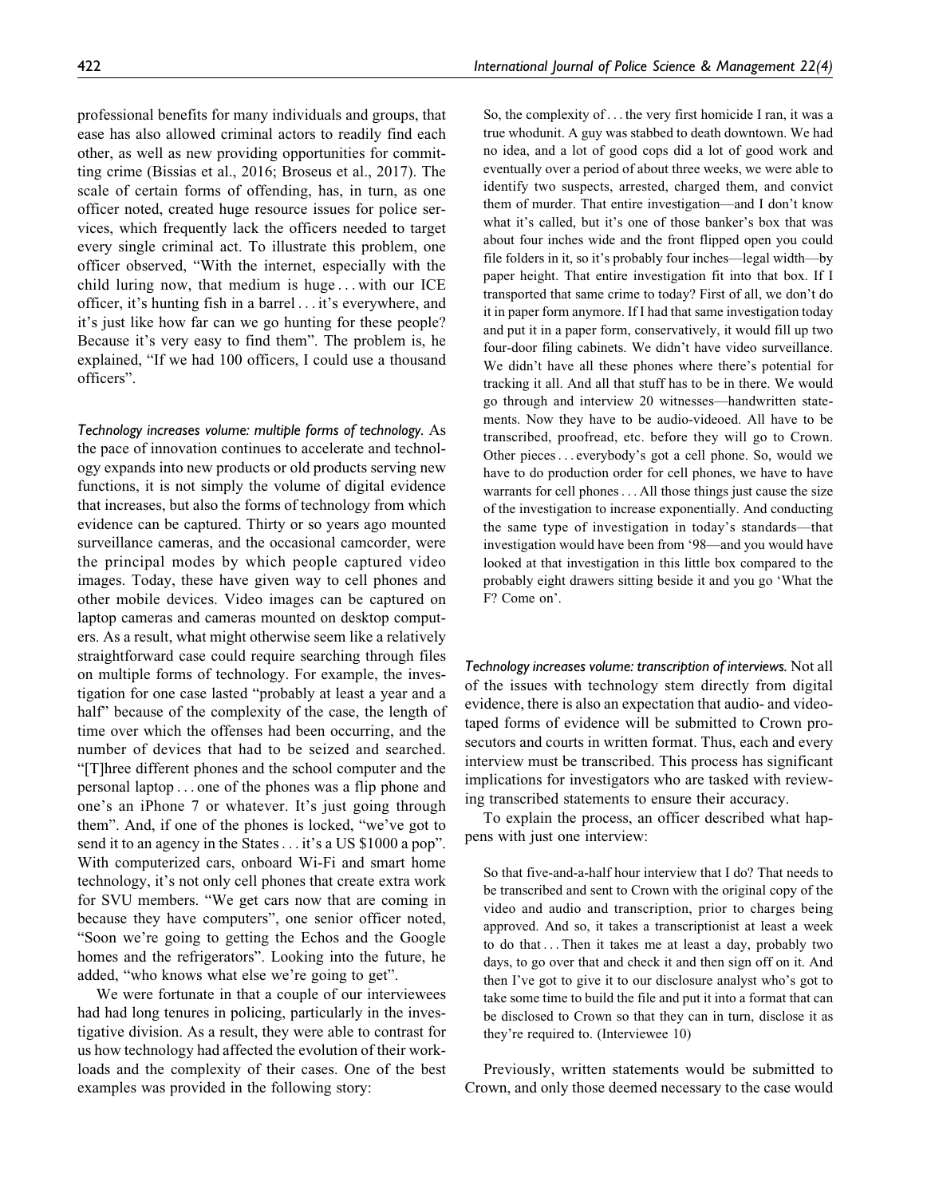professional benefits for many individuals and groups, that ease has also allowed criminal actors to readily find each other, as well as new providing opportunities for committing crime (Bissias et al., 2016; Broseus et al., 2017). The scale of certain forms of offending, has, in turn, as one officer noted, created huge resource issues for police services, which frequently lack the officers needed to target every single criminal act. To illustrate this problem, one officer observed, "With the internet, especially with the child luring now, that medium is huge . . . with our ICE officer, it's hunting fish in a barrel . . . it's everywhere, and it's just like how far can we go hunting for these people? Because it's very easy to find them". The problem is, he explained, "If we had 100 officers, I could use a thousand officers".

*Technology increases volume: multiple forms of technology.* As the pace of innovation continues to accelerate and technology expands into new products or old products serving new functions, it is not simply the volume of digital evidence that increases, but also the forms of technology from which evidence can be captured. Thirty or so years ago mounted surveillance cameras, and the occasional camcorder, were the principal modes by which people captured video images. Today, these have given way to cell phones and other mobile devices. Video images can be captured on laptop cameras and cameras mounted on desktop computers. As a result, what might otherwise seem like a relatively straightforward case could require searching through files on multiple forms of technology. For example, the investigation for one case lasted "probably at least a year and a half" because of the complexity of the case, the length of time over which the offenses had been occurring, and the number of devices that had to be seized and searched. "[T]hree different phones and the school computer and the personal laptop . . . one of the phones was a flip phone and one's an iPhone 7 or whatever. It's just going through them". And, if one of the phones is locked, "we've got to send it to an agency in the States . . . it's a US $1000 a pop". With computerized cars, onboard Wi-Fi and smart home technology, it's not only cell phones that create extra work for SVU members. "We get cars now that are coming in because they have computers", one senior officer noted, "Soon we're going to getting the Echos and the Google homes and the refrigerators". Looking into the future, he added, "who knows what else we're going to get".

We were fortunate in that a couple of our interviewees had had long tenures in policing, particularly in the investigative division. As a result, they were able to contrast for us how technology had affected the evolution of their workloads and the complexity of their cases. One of the best examples was provided in the following story:

> So, the complexity of . . . the very first homicide I ran, it was a true whodunit. A guy was stabbed to death downtown. We had no idea, and a lot of good cops did a lot of good work and eventually over a period of about three weeks, we were able to identify two suspects, arrested, charged them, and convict them of murder. That entire investigation—and I don't know what it's called, but it's one of those banker's box that was about four inches wide and the front flipped open you could file folders in it, so it's probably four inches—legal width—by paper height. That entire investigation fit into that box. If I transported that same crime to today? First of all, we don't do it in paper form anymore. If I had that same investigation today and put it in a paper form, conservatively, it would fill up two four-door filing cabinets. We didn't have video surveillance. We didn't have all these phones where there's potential for tracking it all. And all that stuff has to be in there. We would go through and interview 20 witnesses—handwritten statements. Now they have to be audio-videoed. All have to be transcribed, proofread, etc. before they will go to Crown. Other pieces . . . everybody's got a cell phone. So, would we have to do production order for cell phones, we have to have warrants for cell phones . . . All those things just cause the size of the investigation to increase exponentially. And conducting the same type of investigation in today's standards—that investigation would have been from '98—and you would have looked at that investigation in this little box compared to the probably eight drawers sitting beside it and you go 'What the F? Come on'.

*Technology increases volume: transcription of interviews.* Not all of the issues with technology stem directly from digital evidence, there is also an expectation that audio- and videotaped forms of evidence will be submitted to Crown prosecutors and courts in written format. Thus, each and every interview must be transcribed. This process has significant implications for investigators who are tasked with reviewing transcribed statements to ensure their accuracy.

To explain the process, an officer described what happens with just one interview:

> So that five-and-a-half hour interview that I do? That needs to be transcribed and sent to Crown with the original copy of the video and audio and transcription, prior to charges being approved. And so, it takes a transcriptionist at least a week to do that . . . Then it takes me at least a day, probably two days, to go over that and check it and then sign off on it. And then I've got to give it to our disclosure analyst who's got to take some time to build the file and put it into a format that can be disclosed to Crown so that they can in turn, disclose it as they're required to. (Interviewee 10)

Previously, written statements would be submitted to Crown, and only those deemed necessary to the case would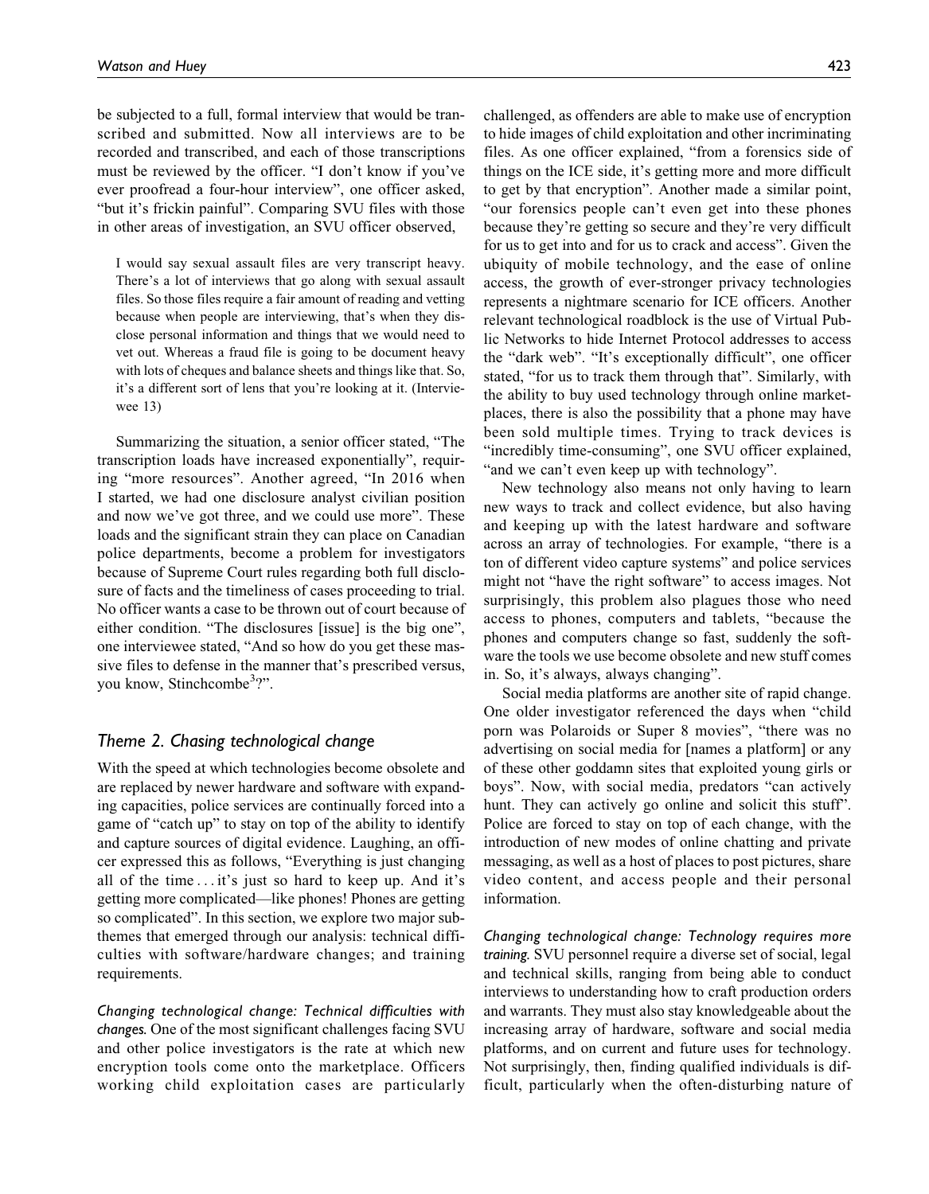be subjected to a full, formal interview that would be transcribed and submitted. Now all interviews are to be recorded and transcribed, and each of those transcriptions must be reviewed by the officer. "I don't know if you've ever proofread a four-hour interview", one officer asked, "but it's frickin painful". Comparing SVU files with those in other areas of investigation, an SVU officer observed,

> I would say sexual assault files are very transcript heavy. There's a lot of interviews that go along with sexual assault files. So those files require a fair amount of reading and vetting because when people are interviewing, that's when they disclose personal information and things that we would need to vet out. Whereas a fraud file is going to be document heavy with lots of cheques and balance sheets and things like that. So, it's a different sort of lens that you're looking at it. (Interviewee 13)

Summarizing the situation, a senior officer stated, "The transcription loads have increased exponentially", requiring "more resources". Another agreed, "In 2016 when I started, we had one disclosure analyst civilian position and now we've got three, and we could use more". These loads and the significant strain they can place on Canadian police departments, become a problem for investigators because of Supreme Court rules regarding both full disclosure of facts and the timeliness of cases proceeding to trial. No officer wants a case to be thrown out of court because of either condition. "The disclosures [issue] is the big one", one interviewee stated, "And so how do you get these massive files to defense in the manner that's prescribed versus, you know, Stinchcombe[3]?".

## Theme 2. Chasing technological change

With the speed at which technologies become obsolete and are replaced by newer hardware and software with expanding capacities, police services are continually forced into a game of "catch up" to stay on top of the ability to identify and capture sources of digital evidence. Laughing, an officer expressed this as follows, "Everything is just changing all of the time . . . it's just so hard to keep up. And it's getting more complicated—like phones! Phones are getting so complicated". In this section, we explore two major subthemes that emerged through our analysis: technical difficulties with software/hardware changes; and training requirements.

*Changing technological change: Technical difficulties with changes.* One of the most significant challenges facing SVU and other police investigators is the rate at which new encryption tools come onto the marketplace. Officers working child exploitation cases are particularly challenged, as offenders are able to make use of encryption to hide images of child exploitation and other incriminating files. As one officer explained, "from a forensics side of things on the ICE side, it's getting more and more difficult to get by that encryption". Another made a similar point, "our forensics people can't even get into these phones because they're getting so secure and they're very difficult for us to get into and for us to crack and access". Given the ubiquity of mobile technology, and the ease of online access, the growth of ever-stronger privacy technologies represents a nightmare scenario for ICE officers. Another relevant technological roadblock is the use of Virtual Public Networks to hide Internet Protocol addresses to access the "dark web". "It's exceptionally difficult", one officer stated, "for us to track them through that". Similarly, with the ability to buy used technology through online marketplaces, there is also the possibility that a phone may have been sold multiple times. Trying to track devices is "incredibly time-consuming", one SVU officer explained, "and we can't even keep up with technology".

New technology also means not only having to learn new ways to track and collect evidence, but also having and keeping up with the latest hardware and software across an array of technologies. For example, "there is a ton of different video capture systems" and police services might not "have the right software" to access images. Not surprisingly, this problem also plagues those who need access to phones, computers and tablets, "because the phones and computers change so fast, suddenly the software the tools we use become obsolete and new stuff comes in. So, it's always, always changing".

Social media platforms are another site of rapid change. One older investigator referenced the days when "child porn was Polaroids or Super 8 movies", "there was no advertising on social media for [names a platform] or any of these other goddamn sites that exploited young girls or boys". Now, with social media, predators "can actively hunt. They can actively go online and solicit this stuff". Police are forced to stay on top of each change, with the introduction of new modes of online chatting and private messaging, as well as a host of places to post pictures, share video content, and access people and their personal information.

*Changing technological change: Technology requires more training.* SVU personnel require a diverse set of social, legal and technical skills, ranging from being able to conduct interviews to understanding how to craft production orders and warrants. They must also stay knowledgeable about the increasing array of hardware, software and social media platforms, and on current and future uses for technology. Not surprisingly, then, finding qualified individuals is difficult, particularly when the often-disturbing nature of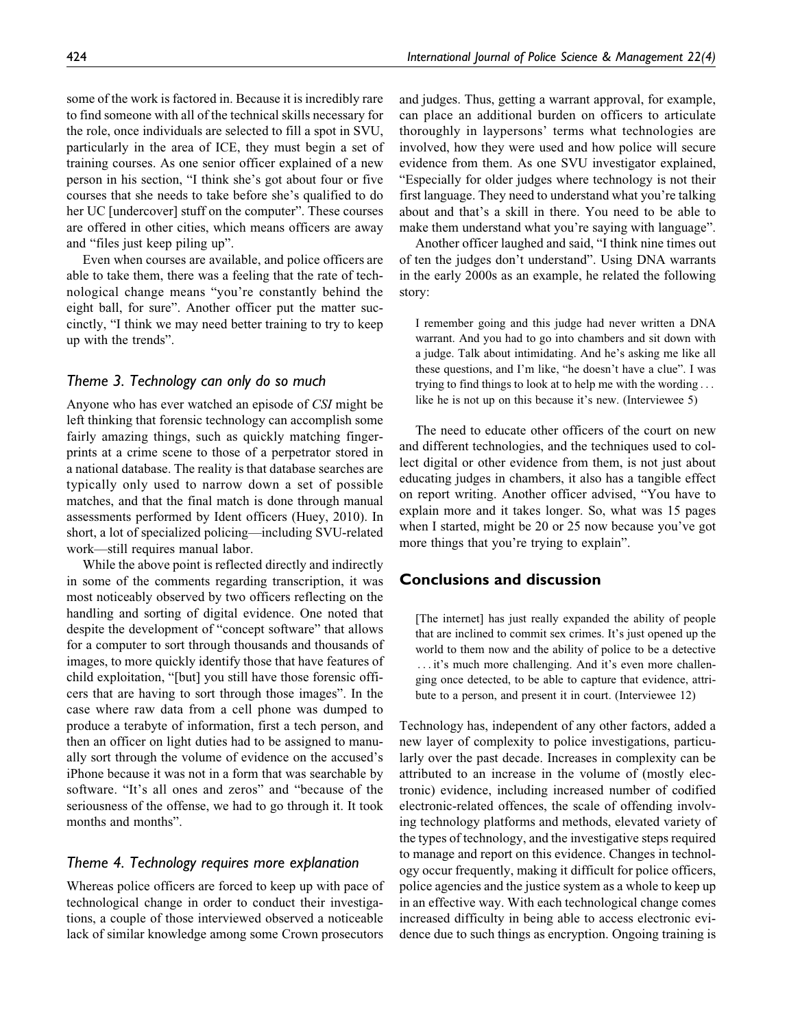some of the work is factored in. Because it is incredibly rare to find someone with all of the technical skills necessary for the role, once individuals are selected to fill a spot in SVU, particularly in the area of ICE, they must begin a set of training courses. As one senior officer explained of a new person in his section, "I think she's got about four or five courses that she needs to take before she's qualified to do her UC [undercover] stuff on the computer". These courses are offered in other cities, which means officers are away and "files just keep piling up".

Even when courses are available, and police officers are able to take them, there was a feeling that the rate of technological change means "you're constantly behind the eight ball, for sure". Another officer put the matter succinctly, "I think we may need better training to try to keep up with the trends".

### *Theme 3. Technology can only do so much*

Anyone who has ever watched an episode of *CSI* might be left thinking that forensic technology can accomplish some fairly amazing things, such as quickly matching fingerprints at a crime scene to those of a perpetrator stored in a national database. The reality is that database searches are typically only used to narrow down a set of possible matches, and that the final match is done through manual assessments performed by Ident officers (Huey, 2010). In short, a lot of specialized policing—including SVU-related work—still requires manual labor.

While the above point is reflected directly and indirectly in some of the comments regarding transcription, it was most noticeably observed by two officers reflecting on the handling and sorting of digital evidence. One noted that despite the development of "concept software" that allows for a computer to sort through thousands and thousands of images, to more quickly identify those that have features of child exploitation, "[but] you still have those forensic officers that are having to sort through those images". In the case where raw data from a cell phone was dumped to produce a terabyte of information, first a tech person, and then an officer on light duties had to be assigned to manually sort through the volume of evidence on the accused's iPhone because it was not in a form that was searchable by software. "It's all ones and zeros" and "because of the seriousness of the offense, we had to go through it. It took months and months".

### *Theme 4. Technology requires more explanation*

Whereas police officers are forced to keep up with pace of technological change in order to conduct their investigations, a couple of those interviewed observed a noticeable lack of similar knowledge among some Crown prosecutors and judges. Thus, getting a warrant approval, for example, can place an additional burden on officers to articulate thoroughly in laypersons' terms what technologies are involved, how they were used and how police will secure evidence from them. As one SVU investigator explained, "Especially for older judges where technology is not their first language. They need to understand what you're talking about and that's a skill in there. You need to be able to make them understand what you're saying with language".

Another officer laughed and said, "I think nine times out of ten the judges don't understand". Using DNA warrants in the early 2000s as an example, he related the following story:

> I remember going and this judge had never written a DNA warrant. And you had to go into chambers and sit down with a judge. Talk about intimidating. And he's asking me like all these questions, and I'm like, "he doesn't have a clue". I was trying to find things to look at to help me with the wording . . . like he is not up on this because it's new. (Interviewee 5)

The need to educate other officers of the court on new and different technologies, and the techniques used to collect digital or other evidence from them, is not just about educating judges in chambers, it also has a tangible effect on report writing. Another officer advised, "You have to explain more and it takes longer. So, what was 15 pages when I started, might be 20 or 25 now because you've got more things that you're trying to explain".

## Conclusions and discussion

> [The internet] has just really expanded the ability of people that are inclined to commit sex crimes. It's just opened up the world to them now and the ability of police to be a detective . . . it's much more challenging. And it's even more challenging once detected, to be able to capture that evidence, attribute to a person, and present it in court. (Interviewee 12)

Technology has, independent of any other factors, added a new layer of complexity to police investigations, particularly over the past decade. Increases in complexity can be attributed to an increase in the volume of (mostly electronic) evidence, including increased number of codified electronic-related offences, the scale of offending involving technology platforms and methods, elevated variety of the types of technology, and the investigative steps required to manage and report on this evidence. Changes in technology occur frequently, making it difficult for police officers, police agencies and the justice system as a whole to keep up in an effective way. With each technological change comes increased difficulty in being able to access electronic evidence due to such things as encryption. Ongoing training is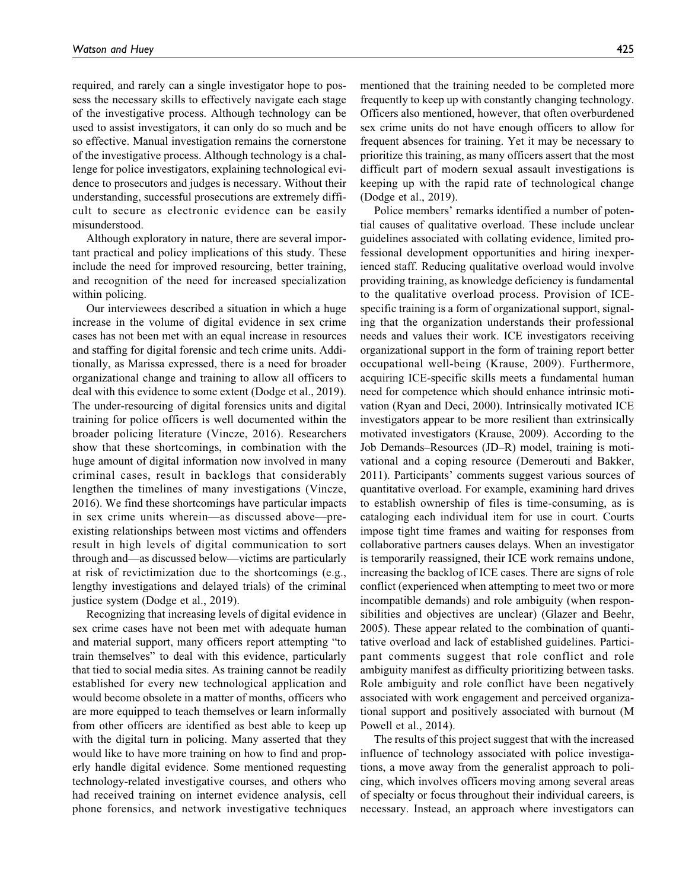required, and rarely can a single investigator hope to possess the necessary skills to effectively navigate each stage of the investigative process. Although technology can be used to assist investigators, it can only do so much and be so effective. Manual investigation remains the cornerstone of the investigative process. Although technology is a challenge for police investigators, explaining technological evidence to prosecutors and judges is necessary. Without their understanding, successful prosecutions are extremely difficult to secure as electronic evidence can be easily misunderstood.

Although exploratory in nature, there are several important practical and policy implications of this study. These include the need for improved resourcing, better training, and recognition of the need for increased specialization within policing.

Our interviewees described a situation in which a huge increase in the volume of digital evidence in sex crime cases has not been met with an equal increase in resources and staffing for digital forensic and tech crime units. Additionally, as Marissa expressed, there is a need for broader organizational change and training to allow all officers to deal with this evidence to some extent (Dodge et al., 2019). The under-resourcing of digital forensics units and digital training for police officers is well documented within the broader policing literature (Vincze, 2016). Researchers show that these shortcomings, in combination with the huge amount of digital information now involved in many criminal cases, result in backlogs that considerably lengthen the timelines of many investigations (Vincze, 2016). We find these shortcomings have particular impacts in sex crime units wherein—as discussed above—preexisting relationships between most victims and offenders result in high levels of digital communication to sort through and—as discussed below—victims are particularly at risk of revictimization due to the shortcomings (e.g., lengthy investigations and delayed trials) of the criminal justice system (Dodge et al., 2019).

Recognizing that increasing levels of digital evidence in sex crime cases have not been met with adequate human and material support, many officers report attempting "to train themselves" to deal with this evidence, particularly that tied to social media sites. As training cannot be readily established for every new technological application and would become obsolete in a matter of months, officers who are more equipped to teach themselves or learn informally from other officers are identified as best able to keep up with the digital turn in policing. Many asserted that they would like to have more training on how to find and properly handle digital evidence. Some mentioned requesting technology-related investigative courses, and others who had received training on internet evidence analysis, cell phone forensics, and network investigative techniques mentioned that the training needed to be completed more frequently to keep up with constantly changing technology. Officers also mentioned, however, that often overburdened sex crime units do not have enough officers to allow for frequent absences for training. Yet it may be necessary to prioritize this training, as many officers assert that the most difficult part of modern sexual assault investigations is keeping up with the rapid rate of technological change (Dodge et al., 2019).

Police members' remarks identified a number of potential causes of qualitative overload. These include unclear guidelines associated with collating evidence, limited professional development opportunities and hiring inexperienced staff. Reducing qualitative overload would involve providing training, as knowledge deficiency is fundamental to the qualitative overload process. Provision of ICE-specific training is a form of organizational support, signaling that the organization understands their professional needs and values their work. ICE investigators receiving organizational support in the form of training report better occupational well-being (Krause, 2009). Furthermore, acquiring ICE-specific skills meets a fundamental human need for competence which should enhance intrinsic motivation (Ryan and Deci, 2000). Intrinsically motivated ICE investigators appear to be more resilient than extrinsically motivated investigators (Krause, 2009). According to the Job Demands–Resources (JD–R) model, training is motivational and a coping resource (Demerouti and Bakker, 2011). Participants' comments suggest various sources of quantitative overload. For example, examining hard drives to establish ownership of files is time-consuming, as is cataloging each individual item for use in court. Courts impose tight time frames and waiting for responses from collaborative partners causes delays. When an investigator is temporarily reassigned, their ICE work remains undone, increasing the backlog of ICE cases. There are signs of role conflict (experienced when attempting to meet two or more incompatible demands) and role ambiguity (when responsibilities and objectives are unclear) (Glazer and Beehr, 2005). These appear related to the combination of quantitative overload and lack of established guidelines. Participant comments suggest that role conflict and role ambiguity manifest as difficulty prioritizing between tasks. Role ambiguity and role conflict have been negatively associated with work engagement and perceived organizational support and positively associated with burnout (M Powell et al., 2014).

The results of this project suggest that with the increased influence of technology associated with police investigations, a move away from the generalist approach to policing, which involves officers moving among several areas of specialty or focus throughout their individual careers, is necessary. Instead, an approach where investigators can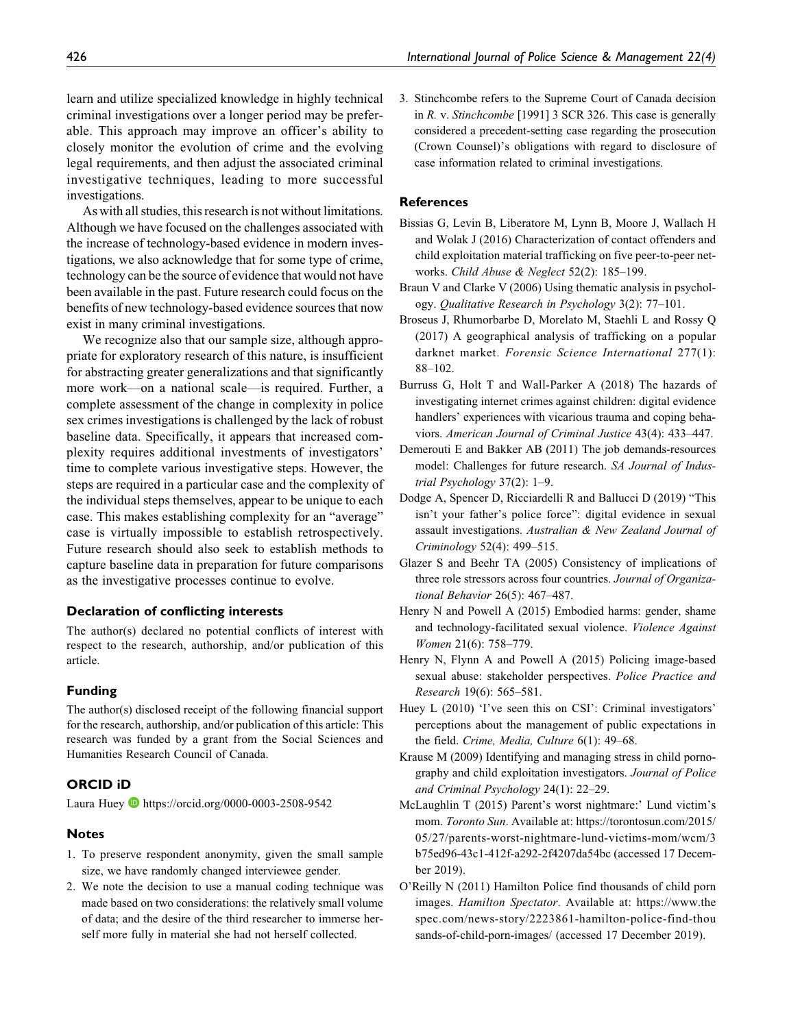learn and utilize specialized knowledge in highly technical criminal investigations over a longer period may be preferable. This approach may improve an officer's ability to closely monitor the evolution of crime and the evolving legal requirements, and then adjust the associated criminal investigative techniques, leading to more successful investigations.

As with all studies, this research is not without limitations. Although we have focused on the challenges associated with the increase of technology-based evidence in modern investigations, we also acknowledge that for some type of crime, technology can be the source of evidence that would not have been available in the past. Future research could focus on the benefits of new technology-based evidence sources that now exist in many criminal investigations.

We recognize also that our sample size, although appropriate for exploratory research of this nature, is insufficient for abstracting greater generalizations and that significantly more work—on a national scale—is required. Further, a complete assessment of the change in complexity in police sex crimes investigations is challenged by the lack of robust baseline data. Specifically, it appears that increased complexity requires additional investments of investigators' time to complete various investigative steps. However, the steps are required in a particular case and the complexity of the individual steps themselves, appear to be unique to each case. This makes establishing complexity for an "average" case is virtually impossible to establish retrospectively. Future research should also seek to establish methods to capture baseline data in preparation for future comparisons as the investigative processes continue to evolve.

## Declaration of conflicting interests

The author(s) declared no potential conflicts of interest with respect to the research, authorship, and/or publication of this article.

## Funding

The author(s) disclosed receipt of the following financial support for the research, authorship, and/or publication of this article: This research was funded by a grant from the Social Sciences and Humanities Research Council of Canada.

## ORCID iD

Laura Huey https://orcid.org/0000-0003-2508-9542

## Notes

1. To preserve respondent anonymity, given the small sample size, we have randomly changed interviewee gender.
2. We note the decision to use a manual coding technique was made based on two considerations: the relatively small volume of data; and the desire of the third researcher to immerse herself more fully in material she had not herself collected.
3. Stinchcombe refers to the Supreme Court of Canada decision in *R.* v. *Stinchcombe* [1991] 3 SCR 326. This case is generally considered a precedent-setting case regarding the prosecution (Crown Counsel)'s obligations with regard to disclosure of case information related to criminal investigations.

## References

Bissias G, Levin B, Liberatore M, Lynn B, Moore J, Wallach H and Wolak J (2016) Characterization of contact offenders and child exploitation material trafficking on five peer-to-peer networks. *Child Abuse & Neglect* 52(2): 185–199.

Braun V and Clarke V (2006) Using thematic analysis in psychology. *Qualitative Research in Psychology* 3(2): 77–101.

Broseus J, Rhumorbarbe D, Morelato M, Staehli L and Rossy Q (2017) A geographical analysis of trafficking on a popular darknet market. *Forensic Science International* 277(1): 88–102.

Burruss G, Holt T and Wall-Parker A (2018) The hazards of investigating internet crimes against children: digital evidence handlers' experiences with vicarious trauma and coping behaviors. *American Journal of Criminal Justice* 43(4): 433–447.

Demerouti E and Bakker AB (2011) The job demands-resources model: Challenges for future research. *SA Journal of Industrial Psychology* 37(2): 1–9.

Dodge A, Spencer D, Ricciardelli R and Ballucci D (2019) "This isn't your father's police force": digital evidence in sexual assault investigations. *Australian & New Zealand Journal of Criminology* 52(4): 499–515.

Glazer S and Beehr TA (2005) Consistency of implications of three role stressors across four countries. *Journal of Organizational Behavior* 26(5): 467–487.

Henry N and Powell A (2015) Embodied harms: gender, shame and technology-facilitated sexual violence. *Violence Against Women* 21(6): 758–779.

Henry N, Flynn A and Powell A (2015) Policing image-based sexual abuse: stakeholder perspectives. *Police Practice and Research* 19(6): 565–581.

Huey L (2010) 'I've seen this on CSI': Criminal investigators' perceptions about the management of public expectations in the field. *Crime, Media, Culture* 6(1): 49–68.

Krause M (2009) Identifying and managing stress in child pornography and child exploitation investigators. *Journal of Police and Criminal Psychology* 24(1): 22–29.

McLaughlin T (2015) Parent's worst nightmare:' Lund victim's mom. *Toronto Sun*. Available at: https://torontosun.com/2015/05/27/parents-worst-nightmare-lund-victims-mom/wcm/3b75ed96-43c1-412f-a292-2f4207da54bc (accessed 17 December 2019).

O'Reilly N (2011) Hamilton Police find thousands of child porn images. *Hamilton Spectator*. Available at: https://www.thespec.com/news-story/2223861-hamilton-police-find-thousands-of-child-porn-images/ (accessed 17 December 2019).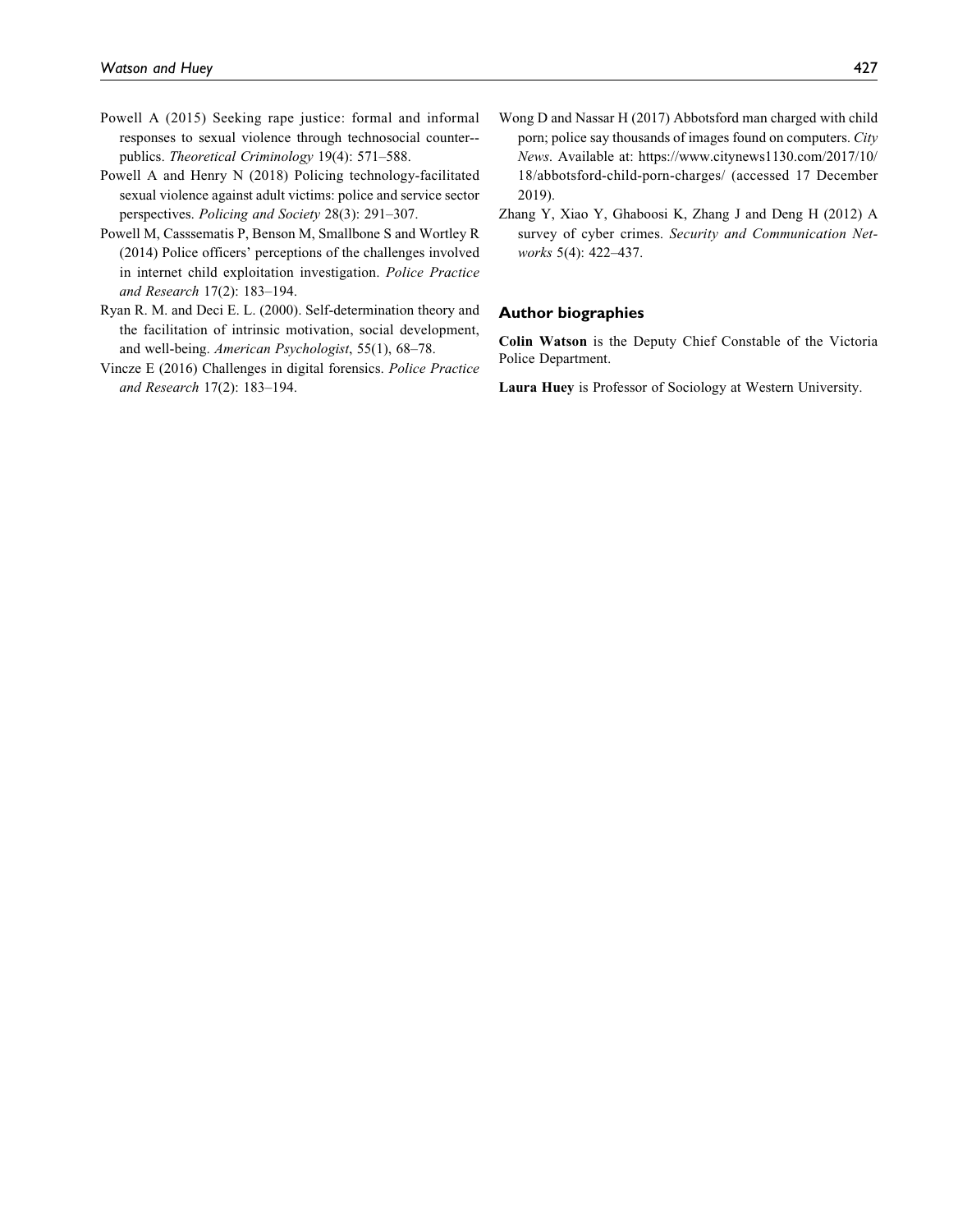Powell A (2015) Seeking rape justice: formal and informal responses to sexual violence through technosocial counter--publics. *Theoretical Criminology* 19(4): 571–588.

Powell A and Henry N (2018) Policing technology-facilitated sexual violence against adult victims: police and service sector perspectives. *Policing and Society* 28(3): 291–307.

Powell M, Casssematis P, Benson M, Smallbone S and Wortley R (2014) Police officers' perceptions of the challenges involved in internet child exploitation investigation. *Police Practice and Research* 17(2): 183–194.

Ryan R. M. and Deci E. L. (2000). Self-determination theory and the facilitation of intrinsic motivation, social development, and well-being. *American Psychologist*, 55(1), 68–78.

Vincze E (2016) Challenges in digital forensics. *Police Practice and Research* 17(2): 183–194.

Wong D and Nassar H (2017) Abbotsford man charged with child porn; police say thousands of images found on computers. *City News*. Available at: https://www.citynews1130.com/2017/10/18/abbotsford-child-porn-charges/ (accessed 17 December 2019).

Zhang Y, Xiao Y, Ghaboosi K, Zhang J and Deng H (2012) A survey of cyber crimes. *Security and Communication Networks* 5(4): 422–437.

## Author biographies

**Colin Watson** is the Deputy Chief Constable of the Victoria Police Department.

**Laura Huey** is Professor of Sociology at Western University.